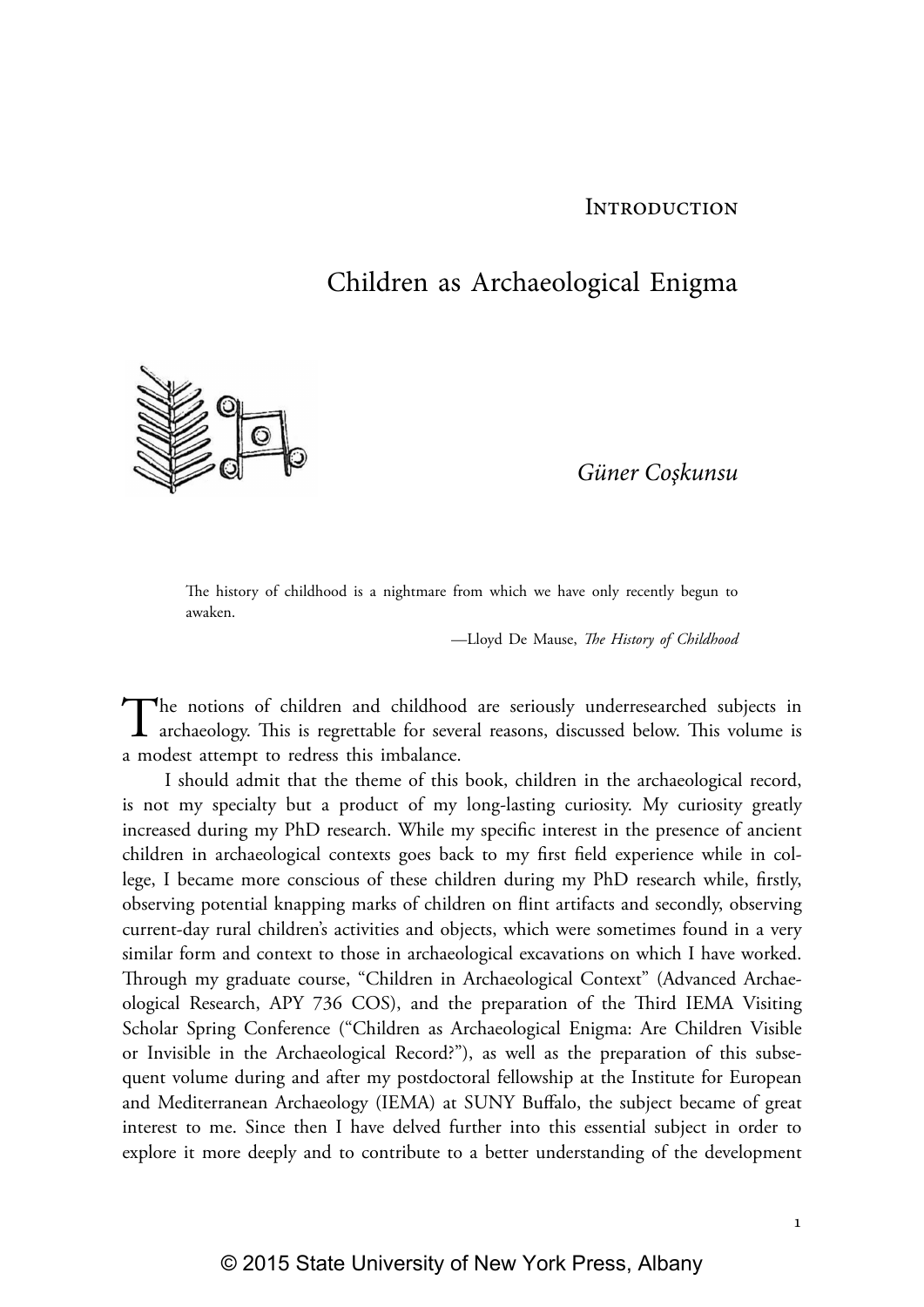## Introduction

# Children as Archaeological Enigma

*Güner Coşkunsu*

> The history of childhood is a nightmare from which we have only recently begun to awaken.
>
> —Lloyd De Mause, *The History of Childhood*

The notions of children and childhood are seriously underresearched subjects in archaeology. This is regrettable for several reasons, discussed below. This volume is a modest attempt to redress this imbalance.

I should admit that the theme of this book, children in the archaeological record, is not my specialty but a product of my long-lasting curiosity. My curiosity greatly increased during my PhD research. While my specific interest in the presence of ancient children in archaeological contexts goes back to my first field experience while in college, I became more conscious of these children during my PhD research while, firstly, observing potential knapping marks of children on flint artifacts and secondly, observing current-day rural children's activities and objects, which were sometimes found in a very similar form and context to those in archaeological excavations on which I have worked. Through my graduate course, "Children in Archaeological Context" (Advanced Archaeological Research, APY 736 COS), and the preparation of the Third IEMA Visiting Scholar Spring Conference ("Children as Archaeological Enigma: Are Children Visible or Invisible in the Archaeological Record?"), as well as the preparation of this subsequent volume during and after my postdoctoral fellowship at the Institute for European and Mediterranean Archaeology (IEMA) at SUNY Buffalo, the subject became of great interest to me. Since then I have delved further into this essential subject in order to explore it more deeply and to contribute to a better understanding of the development

© 2015 State University of New York Press, Albany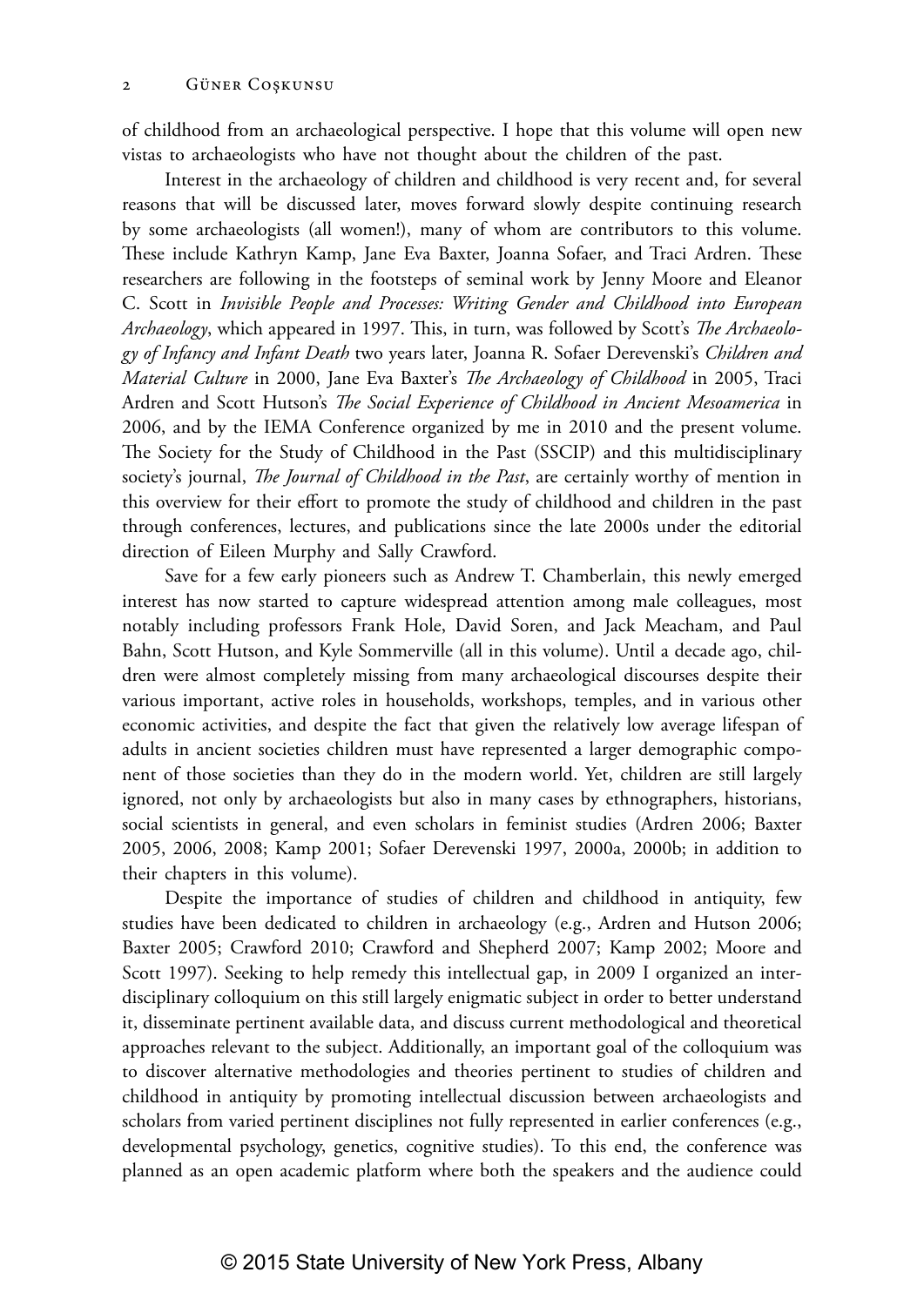of childhood from an archaeological perspective. I hope that this volume will open new vistas to archaeologists who have not thought about the children of the past.

Interest in the archaeology of children and childhood is very recent and, for several reasons that will be discussed later, moves forward slowly despite continuing research by some archaeologists (all women!), many of whom are contributors to this volume. These include Kathryn Kamp, Jane Eva Baxter, Joanna Sofaer, and Traci Ardren. These researchers are following in the footsteps of seminal work by Jenny Moore and Eleanor C. Scott in *Invisible People and Processes: Writing Gender and Childhood into European Archaeology*, which appeared in 1997. This, in turn, was followed by Scott's *The Archaeology of Infancy and Infant Death* two years later, Joanna R. Sofaer Derevenski's *Children and Material Culture* in 2000, Jane Eva Baxter's *The Archaeology of Childhood* in 2005, Traci Ardren and Scott Hutson's *The Social Experience of Childhood in Ancient Mesoamerica* in 2006, and by the IEMA Conference organized by me in 2010 and the present volume. The Society for the Study of Childhood in the Past (SSCIP) and this multidisciplinary society's journal, *The Journal of Childhood in the Past*, are certainly worthy of mention in this overview for their effort to promote the study of childhood and children in the past through conferences, lectures, and publications since the late 2000s under the editorial direction of Eileen Murphy and Sally Crawford.

Save for a few early pioneers such as Andrew T. Chamberlain, this newly emerged interest has now started to capture widespread attention among male colleagues, most notably including professors Frank Hole, David Soren, and Jack Meacham, and Paul Bahn, Scott Hutson, and Kyle Sommerville (all in this volume). Until a decade ago, children were almost completely missing from many archaeological discourses despite their various important, active roles in households, workshops, temples, and in various other economic activities, and despite the fact that given the relatively low average lifespan of adults in ancient societies children must have represented a larger demographic component of those societies than they do in the modern world. Yet, children are still largely ignored, not only by archaeologists but also in many cases by ethnographers, historians, social scientists in general, and even scholars in feminist studies (Ardren 2006; Baxter 2005, 2006, 2008; Kamp 2001; Sofaer Derevenski 1997, 2000a, 2000b; in addition to their chapters in this volume).

Despite the importance of studies of children and childhood in antiquity, few studies have been dedicated to children in archaeology (e.g., Ardren and Hutson 2006; Baxter 2005; Crawford 2010; Crawford and Shepherd 2007; Kamp 2002; Moore and Scott 1997). Seeking to help remedy this intellectual gap, in 2009 I organized an interdisciplinary colloquium on this still largely enigmatic subject in order to better understand it, disseminate pertinent available data, and discuss current methodological and theoretical approaches relevant to the subject. Additionally, an important goal of the colloquium was to discover alternative methodologies and theories pertinent to studies of children and childhood in antiquity by promoting intellectual discussion between archaeologists and scholars from varied pertinent disciplines not fully represented in earlier conferences (e.g., developmental psychology, genetics, cognitive studies). To this end, the conference was planned as an open academic platform where both the speakers and the audience could

© 2015 State University of New York Press, Albany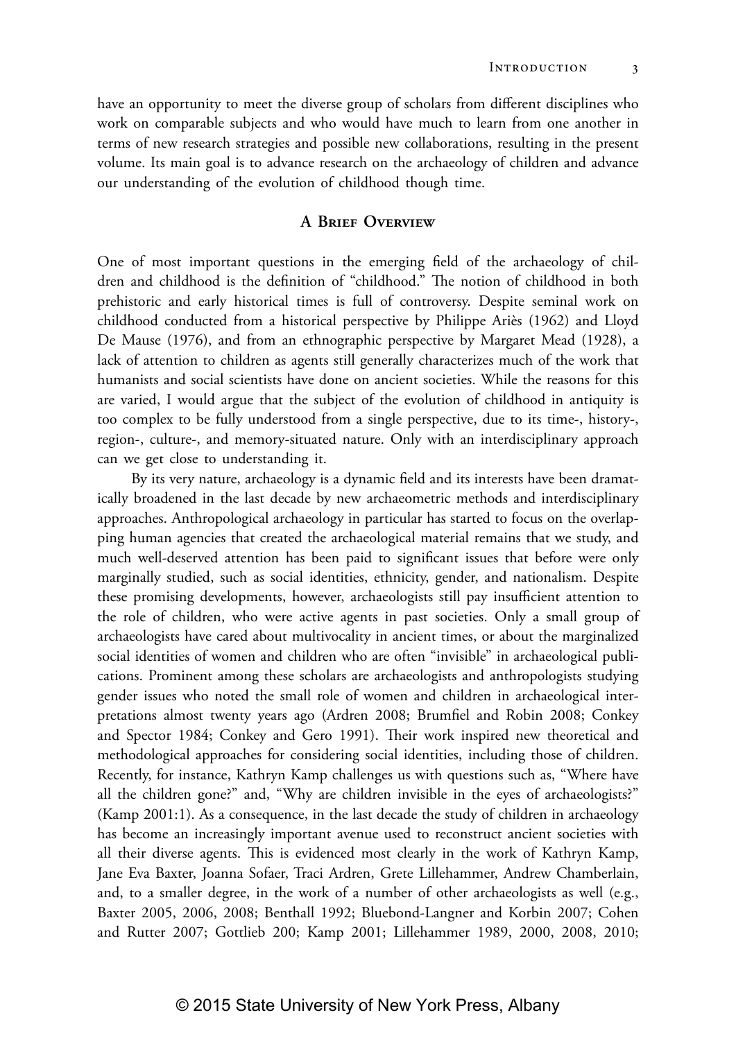have an opportunity to meet the diverse group of scholars from different disciplines who work on comparable subjects and who would have much to learn from one another in terms of new research strategies and possible new collaborations, resulting in the present volume. Its main goal is to advance research on the archaeology of children and advance our understanding of the evolution of childhood though time.

## A Brief Overview

One of most important questions in the emerging field of the archaeology of children and childhood is the definition of "childhood." The notion of childhood in both prehistoric and early historical times is full of controversy. Despite seminal work on childhood conducted from a historical perspective by Philippe Ariès (1962) and Lloyd De Mause (1976), and from an ethnographic perspective by Margaret Mead (1928), a lack of attention to children as agents still generally characterizes much of the work that humanists and social scientists have done on ancient societies. While the reasons for this are varied, I would argue that the subject of the evolution of childhood in antiquity is too complex to be fully understood from a single perspective, due to its time-, history-, region-, culture-, and memory-situated nature. Only with an interdisciplinary approach can we get close to understanding it.

By its very nature, archaeology is a dynamic field and its interests have been dramatically broadened in the last decade by new archaeometric methods and interdisciplinary approaches. Anthropological archaeology in particular has started to focus on the overlapping human agencies that created the archaeological material remains that we study, and much well-deserved attention has been paid to significant issues that before were only marginally studied, such as social identities, ethnicity, gender, and nationalism. Despite these promising developments, however, archaeologists still pay insufficient attention to the role of children, who were active agents in past societies. Only a small group of archaeologists have cared about multivocality in ancient times, or about the marginalized social identities of women and children who are often "invisible" in archaeological publications. Prominent among these scholars are archaeologists and anthropologists studying gender issues who noted the small role of women and children in archaeological interpretations almost twenty years ago (Ardren 2008; Brumfiel and Robin 2008; Conkey and Spector 1984; Conkey and Gero 1991). Their work inspired new theoretical and methodological approaches for considering social identities, including those of children. Recently, for instance, Kathryn Kamp challenges us with questions such as, "Where have all the children gone?" and, "Why are children invisible in the eyes of archaeologists?" (Kamp 2001:1). As a consequence, in the last decade the study of children in archaeology has become an increasingly important avenue used to reconstruct ancient societies with all their diverse agents. This is evidenced most clearly in the work of Kathryn Kamp, Jane Eva Baxter, Joanna Sofaer, Traci Ardren, Grete Lillehammer, Andrew Chamberlain, and, to a smaller degree, in the work of a number of other archaeologists as well (e.g., Baxter 2005, 2006, 2008; Benthall 1992; Bluebond-Langner and Korbin 2007; Cohen and Rutter 2007; Gottlieb 200; Kamp 2001; Lillehammer 1989, 2000, 2008, 2010;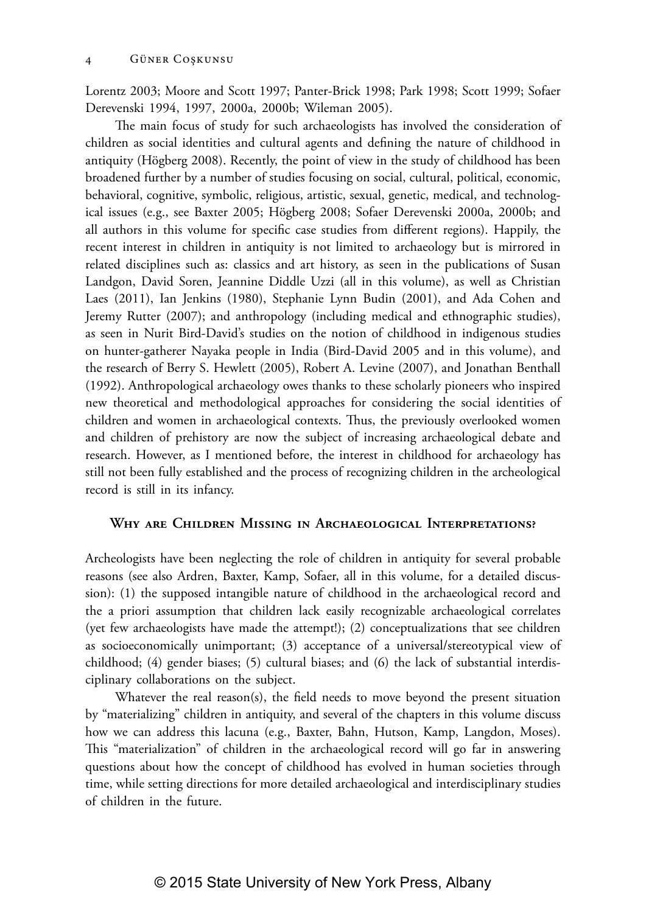Lorentz 2003; Moore and Scott 1997; Panter-Brick 1998; Park 1998; Scott 1999; Sofaer Derevenski 1994, 1997, 2000a, 2000b; Wileman 2005).

The main focus of study for such archaeologists has involved the consideration of children as social identities and cultural agents and defining the nature of childhood in antiquity (Högberg 2008). Recently, the point of view in the study of childhood has been broadened further by a number of studies focusing on social, cultural, political, economic, behavioral, cognitive, symbolic, religious, artistic, sexual, genetic, medical, and technological issues (e.g., see Baxter 2005; Högberg 2008; Sofaer Derevenski 2000a, 2000b; and all authors in this volume for specific case studies from different regions). Happily, the recent interest in children in antiquity is not limited to archaeology but is mirrored in related disciplines such as: classics and art history, as seen in the publications of Susan Landgon, David Soren, Jeannine Diddle Uzzi (all in this volume), as well as Christian Laes (2011), Ian Jenkins (1980), Stephanie Lynn Budin (2001), and Ada Cohen and Jeremy Rutter (2007); and anthropology (including medical and ethnographic studies), as seen in Nurit Bird-David's studies on the notion of childhood in indigenous studies on hunter-gatherer Nayaka people in India (Bird-David 2005 and in this volume), and the research of Berry S. Hewlett (2005), Robert A. Levine (2007), and Jonathan Benthall (1992). Anthropological archaeology owes thanks to these scholarly pioneers who inspired new theoretical and methodological approaches for considering the social identities of children and women in archaeological contexts. Thus, the previously overlooked women and children of prehistory are now the subject of increasing archaeological debate and research. However, as I mentioned before, the interest in childhood for archaeology has still not been fully established and the process of recognizing children in the archeological record is still in its infancy.

## Why are Children Missing in Archaeological Interpretations?

Archeologists have been neglecting the role of children in antiquity for several probable reasons (see also Ardren, Baxter, Kamp, Sofaer, all in this volume, for a detailed discussion): (1) the supposed intangible nature of childhood in the archaeological record and the a priori assumption that children lack easily recognizable archaeological correlates (yet few archaeologists have made the attempt!); (2) conceptualizations that see children as socioeconomically unimportant; (3) acceptance of a universal/stereotypical view of childhood; (4) gender biases; (5) cultural biases; and (6) the lack of substantial interdisciplinary collaborations on the subject.

Whatever the real reason(s), the field needs to move beyond the present situation by "materializing" children in antiquity, and several of the chapters in this volume discuss how we can address this lacuna (e.g., Baxter, Bahn, Hutson, Kamp, Langdon, Moses). This "materialization" of children in the archaeological record will go far in answering questions about how the concept of childhood has evolved in human societies through time, while setting directions for more detailed archaeological and interdisciplinary studies of children in the future.

© 2015 State University of New York Press, Albany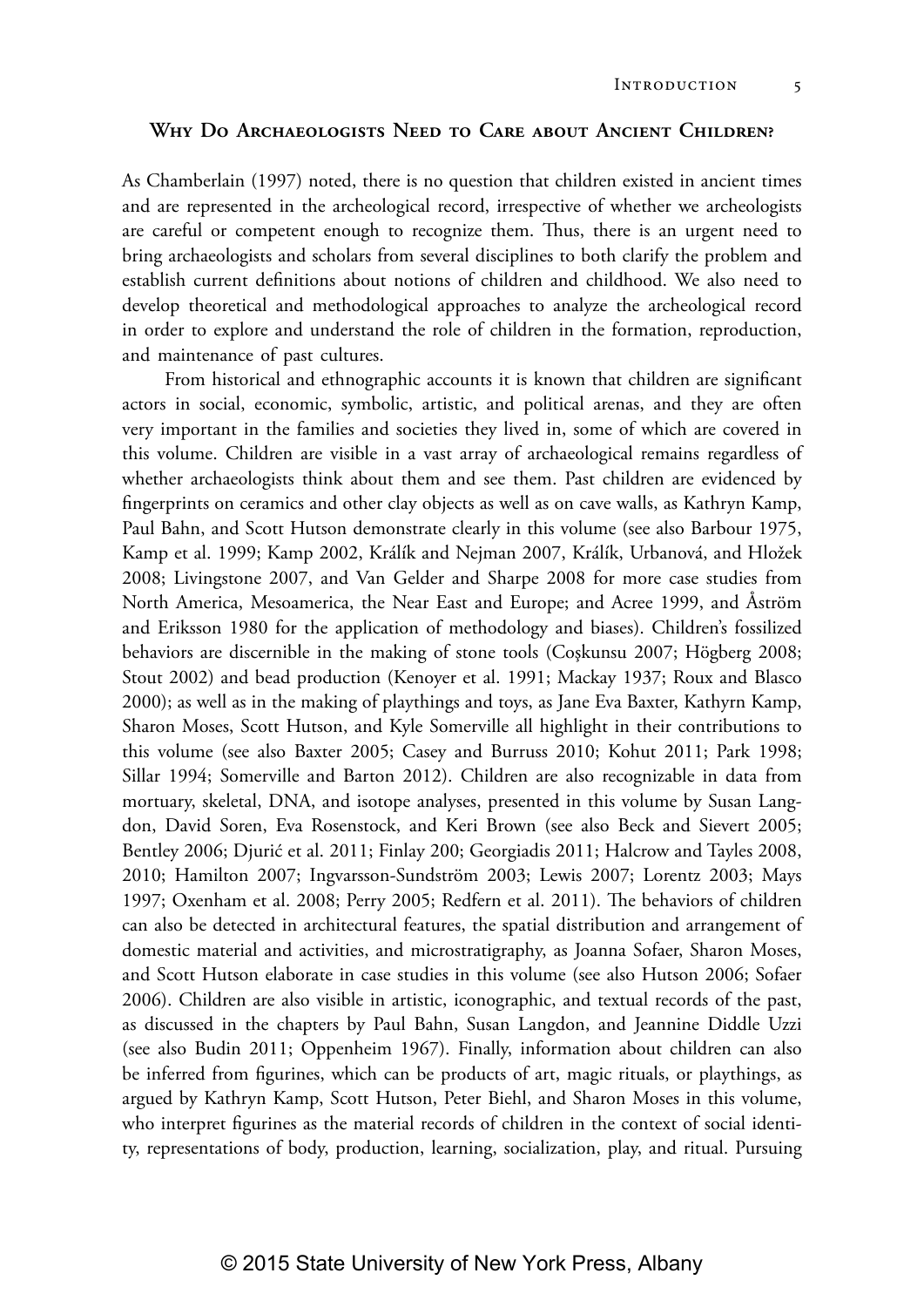## Why Do Archaeologists Need to Care about Ancient Children?

As Chamberlain (1997) noted, there is no question that children existed in ancient times and are represented in the archeological record, irrespective of whether we archeologists are careful or competent enough to recognize them. Thus, there is an urgent need to bring archaeologists and scholars from several disciplines to both clarify the problem and establish current definitions about notions of children and childhood. We also need to develop theoretical and methodological approaches to analyze the archeological record in order to explore and understand the role of children in the formation, reproduction, and maintenance of past cultures.

From historical and ethnographic accounts it is known that children are significant actors in social, economic, symbolic, artistic, and political arenas, and they are often very important in the families and societies they lived in, some of which are covered in this volume. Children are visible in a vast array of archaeological remains regardless of whether archaeologists think about them and see them. Past children are evidenced by fingerprints on ceramics and other clay objects as well as on cave walls, as Kathryn Kamp, Paul Bahn, and Scott Hutson demonstrate clearly in this volume (see also Barbour 1975, Kamp et al. 1999; Kamp 2002, Králík and Nejman 2007, Králík, Urbanová, and Hložek 2008; Livingstone 2007, and Van Gelder and Sharpe 2008 for more case studies from North America, Mesoamerica, the Near East and Europe; and Acree 1999, and Åström and Eriksson 1980 for the application of methodology and biases). Children's fossilized behaviors are discernible in the making of stone tools (Coşkunsu 2007; Högberg 2008; Stout 2002) and bead production (Kenoyer et al. 1991; Mackay 1937; Roux and Blasco 2000); as well as in the making of playthings and toys, as Jane Eva Baxter, Kathyrn Kamp, Sharon Moses, Scott Hutson, and Kyle Somerville all highlight in their contributions to this volume (see also Baxter 2005; Casey and Burruss 2010; Kohut 2011; Park 1998; Sillar 1994; Somerville and Barton 2012). Children are also recognizable in data from mortuary, skeletal, DNA, and isotope analyses, presented in this volume by Susan Langdon, David Soren, Eva Rosenstock, and Keri Brown (see also Beck and Sievert 2005; Bentley 2006; Djurić et al. 2011; Finlay 200; Georgiadis 2011; Halcrow and Tayles 2008, 2010; Hamilton 2007; Ingvarsson-Sundström 2003; Lewis 2007; Lorentz 2003; Mays 1997; Oxenham et al. 2008; Perry 2005; Redfern et al. 2011). The behaviors of children can also be detected in architectural features, the spatial distribution and arrangement of domestic material and activities, and microstratigraphy, as Joanna Sofaer, Sharon Moses, and Scott Hutson elaborate in case studies in this volume (see also Hutson 2006; Sofaer 2006). Children are also visible in artistic, iconographic, and textual records of the past, as discussed in the chapters by Paul Bahn, Susan Langdon, and Jeannine Diddle Uzzi (see also Budin 2011; Oppenheim 1967). Finally, information about children can also be inferred from figurines, which can be products of art, magic rituals, or playthings, as argued by Kathryn Kamp, Scott Hutson, Peter Biehl, and Sharon Moses in this volume, who interpret figurines as the material records of children in the context of social identity, representations of body, production, learning, socialization, play, and ritual. Pursuing

© 2015 State University of New York Press, Albany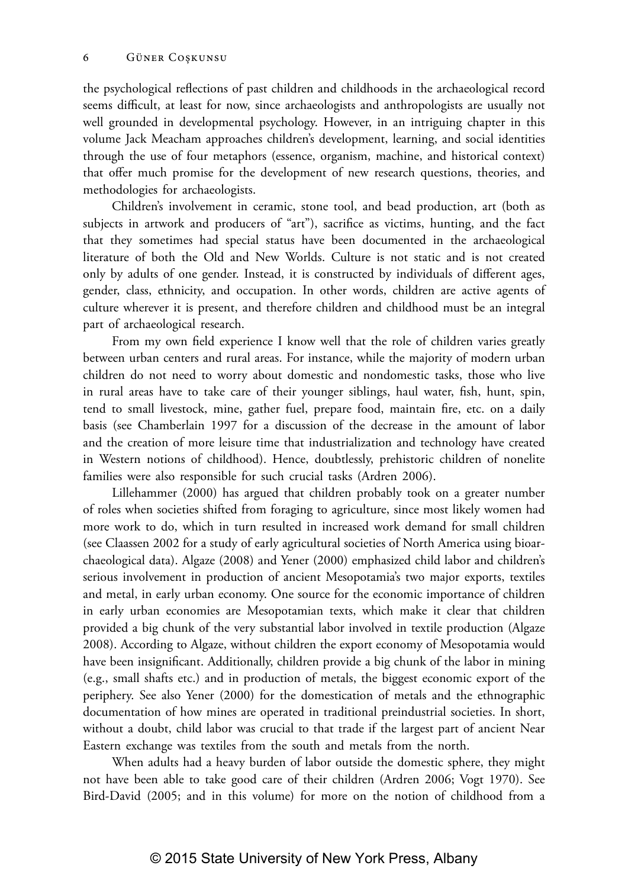the psychological reflections of past children and childhoods in the archaeological record seems difficult, at least for now, since archaeologists and anthropologists are usually not well grounded in developmental psychology. However, in an intriguing chapter in this volume Jack Meacham approaches children's development, learning, and social identities through the use of four metaphors (essence, organism, machine, and historical context) that offer much promise for the development of new research questions, theories, and methodologies for archaeologists.

Children's involvement in ceramic, stone tool, and bead production, art (both as subjects in artwork and producers of "art"), sacrifice as victims, hunting, and the fact that they sometimes had special status have been documented in the archaeological literature of both the Old and New Worlds. Culture is not static and is not created only by adults of one gender. Instead, it is constructed by individuals of different ages, gender, class, ethnicity, and occupation. In other words, children are active agents of culture wherever it is present, and therefore children and childhood must be an integral part of archaeological research.

From my own field experience I know well that the role of children varies greatly between urban centers and rural areas. For instance, while the majority of modern urban children do not need to worry about domestic and nondomestic tasks, those who live in rural areas have to take care of their younger siblings, haul water, fish, hunt, spin, tend to small livestock, mine, gather fuel, prepare food, maintain fire, etc. on a daily basis (see Chamberlain 1997 for a discussion of the decrease in the amount of labor and the creation of more leisure time that industrialization and technology have created in Western notions of childhood). Hence, doubtlessly, prehistoric children of nonelite families were also responsible for such crucial tasks (Ardren 2006).

Lillehammer (2000) has argued that children probably took on a greater number of roles when societies shifted from foraging to agriculture, since most likely women had more work to do, which in turn resulted in increased work demand for small children (see Claassen 2002 for a study of early agricultural societies of North America using bioarchaeological data). Algaze (2008) and Yener (2000) emphasized child labor and children's serious involvement in production of ancient Mesopotamia's two major exports, textiles and metal, in early urban economy. One source for the economic importance of children in early urban economies are Mesopotamian texts, which make it clear that children provided a big chunk of the very substantial labor involved in textile production (Algaze 2008). According to Algaze, without children the export economy of Mesopotamia would have been insignificant. Additionally, children provide a big chunk of the labor in mining (e.g., small shafts etc.) and in production of metals, the biggest economic export of the periphery. See also Yener (2000) for the domestication of metals and the ethnographic documentation of how mines are operated in traditional preindustrial societies. In short, without a doubt, child labor was crucial to that trade if the largest part of ancient Near Eastern exchange was textiles from the south and metals from the north.

When adults had a heavy burden of labor outside the domestic sphere, they might not have been able to take good care of their children (Ardren 2006; Vogt 1970). See Bird-David (2005; and in this volume) for more on the notion of childhood from a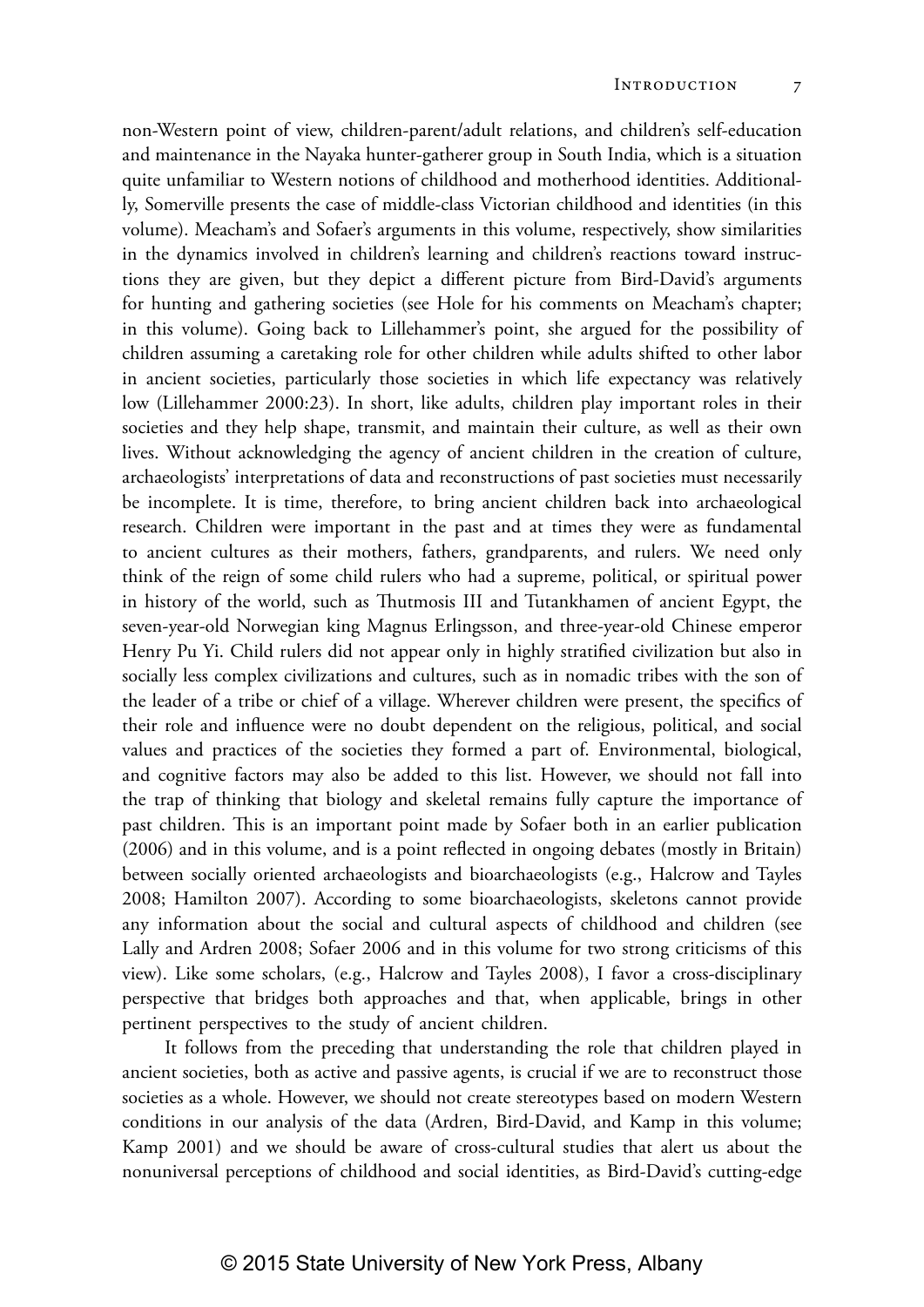non-Western point of view, children-parent/adult relations, and children's self-education and maintenance in the Nayaka hunter-gatherer group in South India, which is a situation quite unfamiliar to Western notions of childhood and motherhood identities. Additionally, Somerville presents the case of middle-class Victorian childhood and identities (in this volume). Meacham's and Sofaer's arguments in this volume, respectively, show similarities in the dynamics involved in children's learning and children's reactions toward instructions they are given, but they depict a different picture from Bird-David's arguments for hunting and gathering societies (see Hole for his comments on Meacham's chapter; in this volume). Going back to Lillehammer's point, she argued for the possibility of children assuming a caretaking role for other children while adults shifted to other labor in ancient societies, particularly those societies in which life expectancy was relatively low (Lillehammer 2000:23). In short, like adults, children play important roles in their societies and they help shape, transmit, and maintain their culture, as well as their own lives. Without acknowledging the agency of ancient children in the creation of culture, archaeologists' interpretations of data and reconstructions of past societies must necessarily be incomplete. It is time, therefore, to bring ancient children back into archaeological research. Children were important in the past and at times they were as fundamental to ancient cultures as their mothers, fathers, grandparents, and rulers. We need only think of the reign of some child rulers who had a supreme, political, or spiritual power in history of the world, such as Thutmosis III and Tutankhamen of ancient Egypt, the seven-year-old Norwegian king Magnus Erlingsson, and three-year-old Chinese emperor Henry Pu Yi. Child rulers did not appear only in highly stratified civilization but also in socially less complex civilizations and cultures, such as in nomadic tribes with the son of the leader of a tribe or chief of a village. Wherever children were present, the specifics of their role and influence were no doubt dependent on the religious, political, and social values and practices of the societies they formed a part of. Environmental, biological, and cognitive factors may also be added to this list. However, we should not fall into the trap of thinking that biology and skeletal remains fully capture the importance of past children. This is an important point made by Sofaer both in an earlier publication (2006) and in this volume, and is a point reflected in ongoing debates (mostly in Britain) between socially oriented archaeologists and bioarchaeologists (e.g., Halcrow and Tayles 2008; Hamilton 2007). According to some bioarchaeologists, skeletons cannot provide any information about the social and cultural aspects of childhood and children (see Lally and Ardren 2008; Sofaer 2006 and in this volume for two strong criticisms of this view). Like some scholars, (e.g., Halcrow and Tayles 2008), I favor a cross-disciplinary perspective that bridges both approaches and that, when applicable, brings in other pertinent perspectives to the study of ancient children.

It follows from the preceding that understanding the role that children played in ancient societies, both as active and passive agents, is crucial if we are to reconstruct those societies as a whole. However, we should not create stereotypes based on modern Western conditions in our analysis of the data (Ardren, Bird-David, and Kamp in this volume; Kamp 2001) and we should be aware of cross-cultural studies that alert us about the nonuniversal perceptions of childhood and social identities, as Bird-David's cutting-edge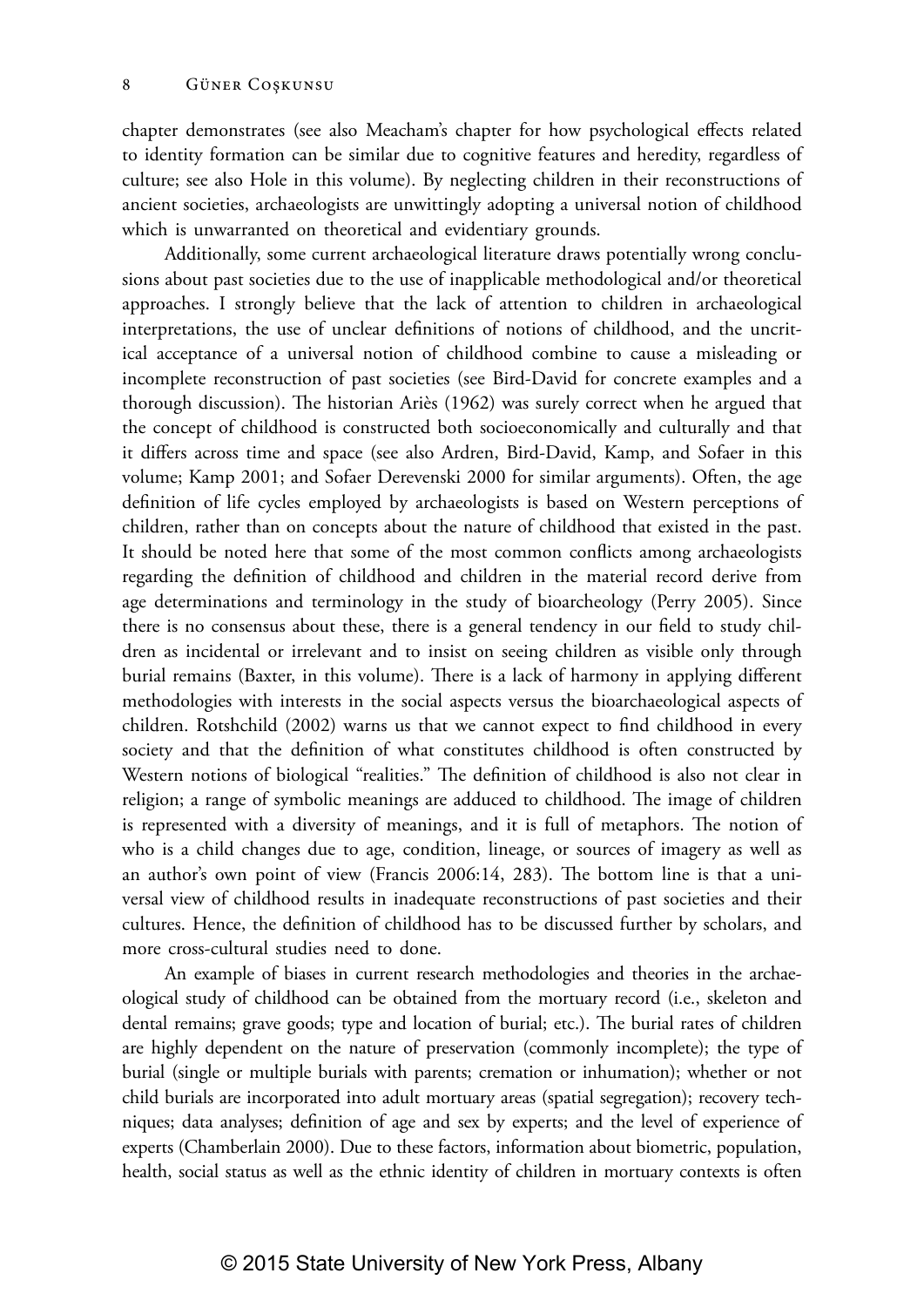chapter demonstrates (see also Meacham's chapter for how psychological effects related to identity formation can be similar due to cognitive features and heredity, regardless of culture; see also Hole in this volume). By neglecting children in their reconstructions of ancient societies, archaeologists are unwittingly adopting a universal notion of childhood which is unwarranted on theoretical and evidentiary grounds.

Additionally, some current archaeological literature draws potentially wrong conclusions about past societies due to the use of inapplicable methodological and/or theoretical approaches. I strongly believe that the lack of attention to children in archaeological interpretations, the use of unclear definitions of notions of childhood, and the uncritical acceptance of a universal notion of childhood combine to cause a misleading or incomplete reconstruction of past societies (see Bird-David for concrete examples and a thorough discussion). The historian Ariès (1962) was surely correct when he argued that the concept of childhood is constructed both socioeconomically and culturally and that it differs across time and space (see also Ardren, Bird-David, Kamp, and Sofaer in this volume; Kamp 2001; and Sofaer Derevenski 2000 for similar arguments). Often, the age definition of life cycles employed by archaeologists is based on Western perceptions of children, rather than on concepts about the nature of childhood that existed in the past. It should be noted here that some of the most common conflicts among archaeologists regarding the definition of childhood and children in the material record derive from age determinations and terminology in the study of bioarcheology (Perry 2005). Since there is no consensus about these, there is a general tendency in our field to study children as incidental or irrelevant and to insist on seeing children as visible only through burial remains (Baxter, in this volume). There is a lack of harmony in applying different methodologies with interests in the social aspects versus the bioarchaeological aspects of children. Rotshchild (2002) warns us that we cannot expect to find childhood in every society and that the definition of what constitutes childhood is often constructed by Western notions of biological "realities." The definition of childhood is also not clear in religion; a range of symbolic meanings are adduced to childhood. The image of children is represented with a diversity of meanings, and it is full of metaphors. The notion of who is a child changes due to age, condition, lineage, or sources of imagery as well as an author's own point of view (Francis 2006:14, 283). The bottom line is that a universal view of childhood results in inadequate reconstructions of past societies and their cultures. Hence, the definition of childhood has to be discussed further by scholars, and more cross-cultural studies need to done.

An example of biases in current research methodologies and theories in the archaeological study of childhood can be obtained from the mortuary record (i.e., skeleton and dental remains; grave goods; type and location of burial; etc.). The burial rates of children are highly dependent on the nature of preservation (commonly incomplete); the type of burial (single or multiple burials with parents; cremation or inhumation); whether or not child burials are incorporated into adult mortuary areas (spatial segregation); recovery techniques; data analyses; definition of age and sex by experts; and the level of experience of experts (Chamberlain 2000). Due to these factors, information about biometric, population, health, social status as well as the ethnic identity of children in mortuary contexts is often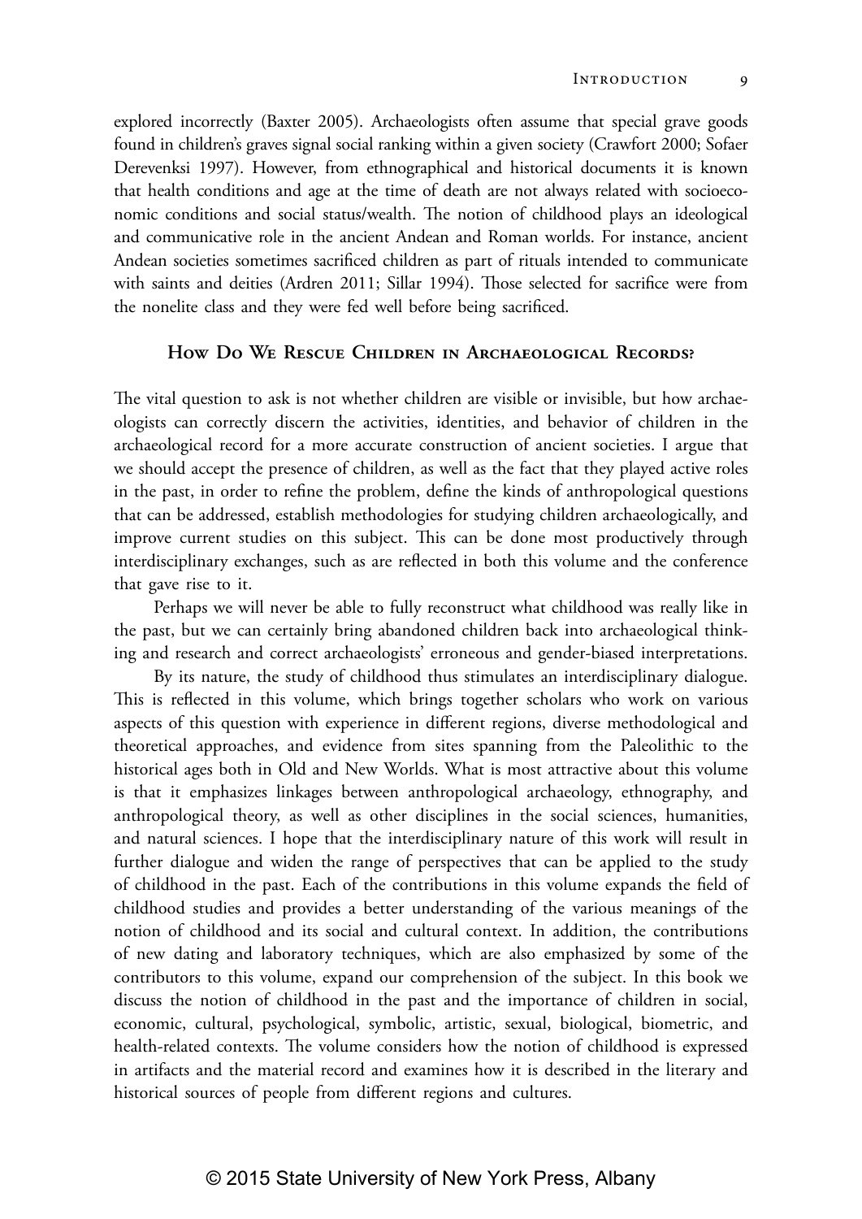explored incorrectly (Baxter 2005). Archaeologists often assume that special grave goods found in children's graves signal social ranking within a given society (Crawfort 2000; Sofaer Derevenksi 1997). However, from ethnographical and historical documents it is known that health conditions and age at the time of death are not always related with socioeconomic conditions and social status/wealth. The notion of childhood plays an ideological and communicative role in the ancient Andean and Roman worlds. For instance, ancient Andean societies sometimes sacrificed children as part of rituals intended to communicate with saints and deities (Ardren 2011; Sillar 1994). Those selected for sacrifice were from the nonelite class and they were fed well before being sacrificed.

## How Do We Rescue Children in Archaeological Records?

The vital question to ask is not whether children are visible or invisible, but how archaeologists can correctly discern the activities, identities, and behavior of children in the archaeological record for a more accurate construction of ancient societies. I argue that we should accept the presence of children, as well as the fact that they played active roles in the past, in order to refine the problem, define the kinds of anthropological questions that can be addressed, establish methodologies for studying children archaeologically, and improve current studies on this subject. This can be done most productively through interdisciplinary exchanges, such as are reflected in both this volume and the conference that gave rise to it.

Perhaps we will never be able to fully reconstruct what childhood was really like in the past, but we can certainly bring abandoned children back into archaeological thinking and research and correct archaeologists' erroneous and gender-biased interpretations.

By its nature, the study of childhood thus stimulates an interdisciplinary dialogue. This is reflected in this volume, which brings together scholars who work on various aspects of this question with experience in different regions, diverse methodological and theoretical approaches, and evidence from sites spanning from the Paleolithic to the historical ages both in Old and New Worlds. What is most attractive about this volume is that it emphasizes linkages between anthropological archaeology, ethnography, and anthropological theory, as well as other disciplines in the social sciences, humanities, and natural sciences. I hope that the interdisciplinary nature of this work will result in further dialogue and widen the range of perspectives that can be applied to the study of childhood in the past. Each of the contributions in this volume expands the field of childhood studies and provides a better understanding of the various meanings of the notion of childhood and its social and cultural context. In addition, the contributions of new dating and laboratory techniques, which are also emphasized by some of the contributors to this volume, expand our comprehension of the subject. In this book we discuss the notion of childhood in the past and the importance of children in social, economic, cultural, psychological, symbolic, artistic, sexual, biological, biometric, and health-related contexts. The volume considers how the notion of childhood is expressed in artifacts and the material record and examines how it is described in the literary and historical sources of people from different regions and cultures.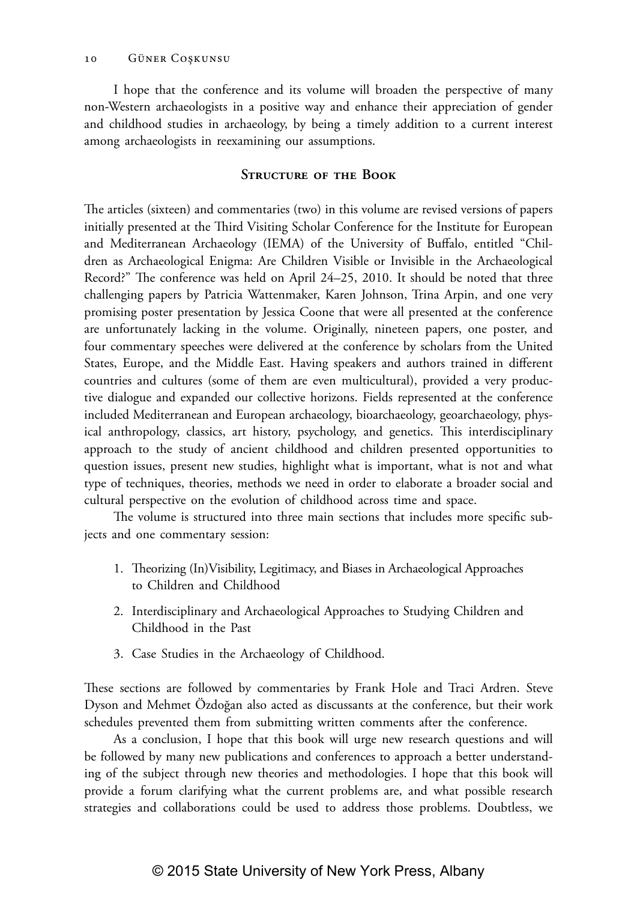I hope that the conference and its volume will broaden the perspective of many non-Western archaeologists in a positive way and enhance their appreciation of gender and childhood studies in archaeology, by being a timely addition to a current interest among archaeologists in reexamining our assumptions.

## Structure of the Book

The articles (sixteen) and commentaries (two) in this volume are revised versions of papers initially presented at the Third Visiting Scholar Conference for the Institute for European and Mediterranean Archaeology (IEMA) of the University of Buffalo, entitled "Children as Archaeological Enigma: Are Children Visible or Invisible in the Archaeological Record?" The conference was held on April 24–25, 2010. It should be noted that three challenging papers by Patricia Wattenmaker, Karen Johnson, Trina Arpin, and one very promising poster presentation by Jessica Coone that were all presented at the conference are unfortunately lacking in the volume. Originally, nineteen papers, one poster, and four commentary speeches were delivered at the conference by scholars from the United States, Europe, and the Middle East. Having speakers and authors trained in different countries and cultures (some of them are even multicultural), provided a very productive dialogue and expanded our collective horizons. Fields represented at the conference included Mediterranean and European archaeology, bioarchaeology, geoarchaeology, physical anthropology, classics, art history, psychology, and genetics. This interdisciplinary approach to the study of ancient childhood and children presented opportunities to question issues, present new studies, highlight what is important, what is not and what type of techniques, theories, methods we need in order to elaborate a broader social and cultural perspective on the evolution of childhood across time and space.

The volume is structured into three main sections that includes more specific subjects and one commentary session:

1. Theorizing (In)Visibility, Legitimacy, and Biases in Archaeological Approaches to Children and Childhood
2. Interdisciplinary and Archaeological Approaches to Studying Children and Childhood in the Past
3. Case Studies in the Archaeology of Childhood.

These sections are followed by commentaries by Frank Hole and Traci Ardren. Steve Dyson and Mehmet Özdoğan also acted as discussants at the conference, but their work schedules prevented them from submitting written comments after the conference.

As a conclusion, I hope that this book will urge new research questions and will be followed by many new publications and conferences to approach a better understanding of the subject through new theories and methodologies. I hope that this book will provide a forum clarifying what the current problems are, and what possible research strategies and collaborations could be used to address those problems. Doubtless, we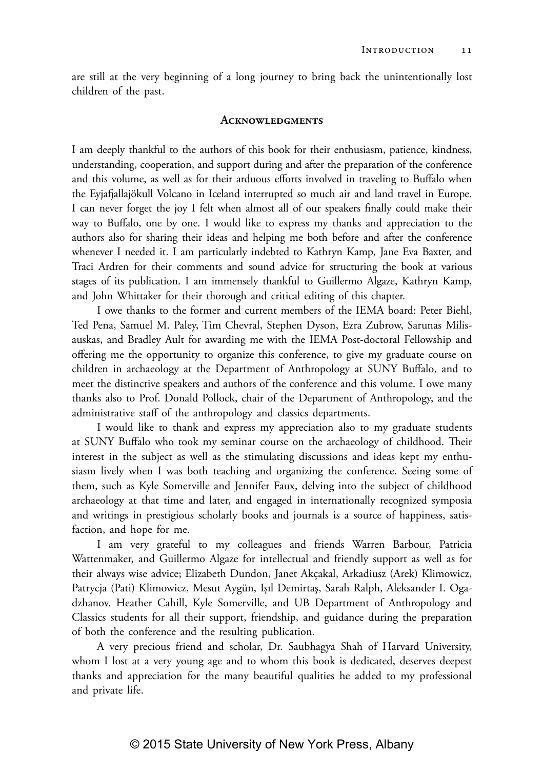are still at the very beginning of a long journey to bring back the unintentionally lost children of the past.

## Acknowledgments

I am deeply thankful to the authors of this book for their enthusiasm, patience, kindness, understanding, cooperation, and support during and after the preparation of the conference and this volume, as well as for their arduous efforts involved in traveling to Buffalo when the Eyjafjallajökull Volcano in Iceland interrupted so much air and land travel in Europe. I can never forget the joy I felt when almost all of our speakers finally could make their way to Buffalo, one by one. I would like to express my thanks and appreciation to the authors also for sharing their ideas and helping me both before and after the conference whenever I needed it. I am particularly indebted to Kathryn Kamp, Jane Eva Baxter, and Traci Ardren for their comments and sound advice for structuring the book at various stages of its publication. I am immensely thankful to Guillermo Algaze, Kathryn Kamp, and John Whittaker for their thorough and critical editing of this chapter.

I owe thanks to the former and current members of the IEMA board: Peter Biehl, Ted Pena, Samuel M. Paley, Tim Chevral, Stephen Dyson, Ezra Zubrow, Sarunas Milisauskas, and Bradley Ault for awarding me with the IEMA Post-doctoral Fellowship and offering me the opportunity to organize this conference, to give my graduate course on children in archaeology at the Department of Anthropology at SUNY Buffalo, and to meet the distinctive speakers and authors of the conference and this volume. I owe many thanks also to Prof. Donald Pollock, chair of the Department of Anthropology, and the administrative staff of the anthropology and classics departments.

I would like to thank and express my appreciation also to my graduate students at SUNY Buffalo who took my seminar course on the archaeology of childhood. Their interest in the subject as well as the stimulating discussions and ideas kept my enthusiasm lively when I was both teaching and organizing the conference. Seeing some of them, such as Kyle Somerville and Jennifer Faux, delving into the subject of childhood archaeology at that time and later, and engaged in internationally recognized symposia and writings in prestigious scholarly books and journals is a source of happiness, satisfaction, and hope for me.

I am very grateful to my colleagues and friends Warren Barbour, Patricia Wattenmaker, and Guillermo Algaze for intellectual and friendly support as well as for their always wise advice; Elizabeth Dundon, Janet Akçakal, Arkadiusz (Arek) Klimowicz, Patrycja (Pati) Klimowicz, Mesut Aygün, Işıl Demirtaş, Sarah Ralph, Aleksander I. Ogadzhanov, Heather Cahill, Kyle Somerville, and UB Department of Anthropology and Classics students for all their support, friendship, and guidance during the preparation of both the conference and the resulting publication.

A very precious friend and scholar, Dr. Saubhagya Shah of Harvard University, whom I lost at a very young age and to whom this book is dedicated, deserves deepest thanks and appreciation for the many beautiful qualities he added to my professional and private life.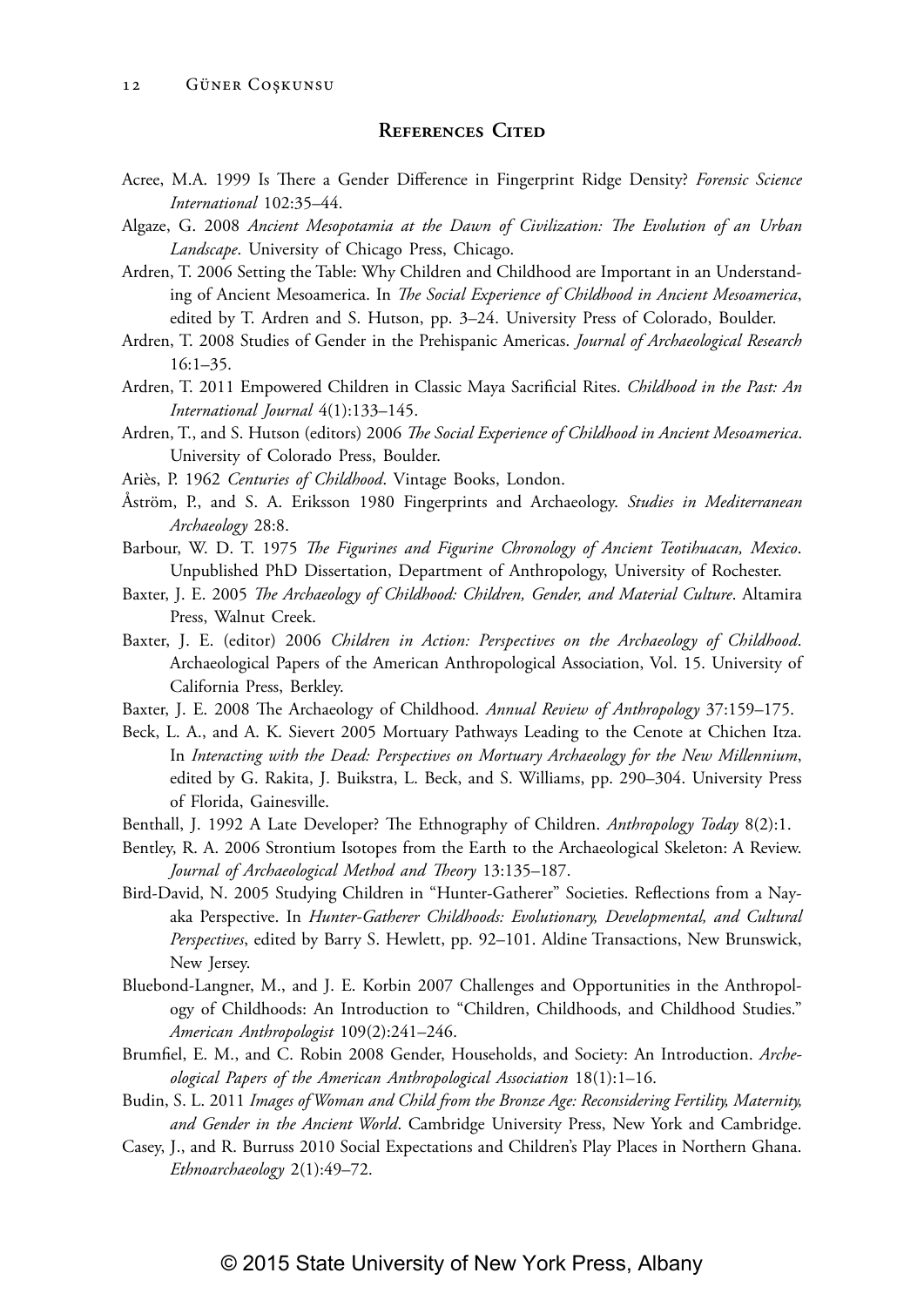## References Cited

Acree, M.A. 1999 Is There a Gender Difference in Fingerprint Ridge Density? *Forensic Science International* 102:35–44.

Algaze, G. 2008 *Ancient Mesopotamia at the Dawn of Civilization: The Evolution of an Urban Landscape*. University of Chicago Press, Chicago.

Ardren, T. 2006 Setting the Table: Why Children and Childhood are Important in an Understanding of Ancient Mesoamerica. In *The Social Experience of Childhood in Ancient Mesoamerica*, edited by T. Ardren and S. Hutson, pp. 3–24. University Press of Colorado, Boulder.

Ardren, T. 2008 Studies of Gender in the Prehispanic Americas. *Journal of Archaeological Research* 16:1–35.

Ardren, T. 2011 Empowered Children in Classic Maya Sacrificial Rites. *Childhood in the Past: An International Journal* 4(1):133–145.

Ardren, T., and S. Hutson (editors) 2006 *The Social Experience of Childhood in Ancient Mesoamerica*. University of Colorado Press, Boulder.

Ariès, P. 1962 *Centuries of Childhood*. Vintage Books, London.

Åström, P., and S. A. Eriksson 1980 Fingerprints and Archaeology. *Studies in Mediterranean Archaeology* 28:8.

Barbour, W. D. T. 1975 *The Figurines and Figurine Chronology of Ancient Teotihuacan, Mexico*. Unpublished PhD Dissertation, Department of Anthropology, University of Rochester.

Baxter, J. E. 2005 *The Archaeology of Childhood: Children, Gender, and Material Culture*. Altamira Press, Walnut Creek.

Baxter, J. E. (editor) 2006 *Children in Action: Perspectives on the Archaeology of Childhood*. Archaeological Papers of the American Anthropological Association, Vol. 15. University of California Press, Berkley.

Baxter, J. E. 2008 The Archaeology of Childhood. *Annual Review of Anthropology* 37:159–175.

Beck, L. A., and A. K. Sievert 2005 Mortuary Pathways Leading to the Cenote at Chichen Itza. In *Interacting with the Dead: Perspectives on Mortuary Archaeology for the New Millennium*, edited by G. Rakita, J. Buikstra, L. Beck, and S. Williams, pp. 290–304. University Press of Florida, Gainesville.

Benthall, J. 1992 A Late Developer? The Ethnography of Children. *Anthropology Today* 8(2):1.

Bentley, R. A. 2006 Strontium Isotopes from the Earth to the Archaeological Skeleton: A Review. *Journal of Archaeological Method and Theory* 13:135–187.

Bird-David, N. 2005 Studying Children in "Hunter-Gatherer" Societies. Reflections from a Nayaka Perspective. In *Hunter-Gatherer Childhoods: Evolutionary, Developmental, and Cultural Perspectives*, edited by Barry S. Hewlett, pp. 92–101. Aldine Transactions, New Brunswick, New Jersey.

Bluebond-Langner, M., and J. E. Korbin 2007 Challenges and Opportunities in the Anthropology of Childhoods: An Introduction to "Children, Childhoods, and Childhood Studies." *American Anthropologist* 109(2):241–246.

Brumfiel, E. M., and C. Robin 2008 Gender, Households, and Society: An Introduction. *Archeological Papers of the American Anthropological Association* 18(1):1–16.

Budin, S. L. 2011 *Images of Woman and Child from the Bronze Age: Reconsidering Fertility, Maternity, and Gender in the Ancient World*. Cambridge University Press, New York and Cambridge.

Casey, J., and R. Burruss 2010 Social Expectations and Children's Play Places in Northern Ghana. *Ethnoarchaeology* 2(1):49–72.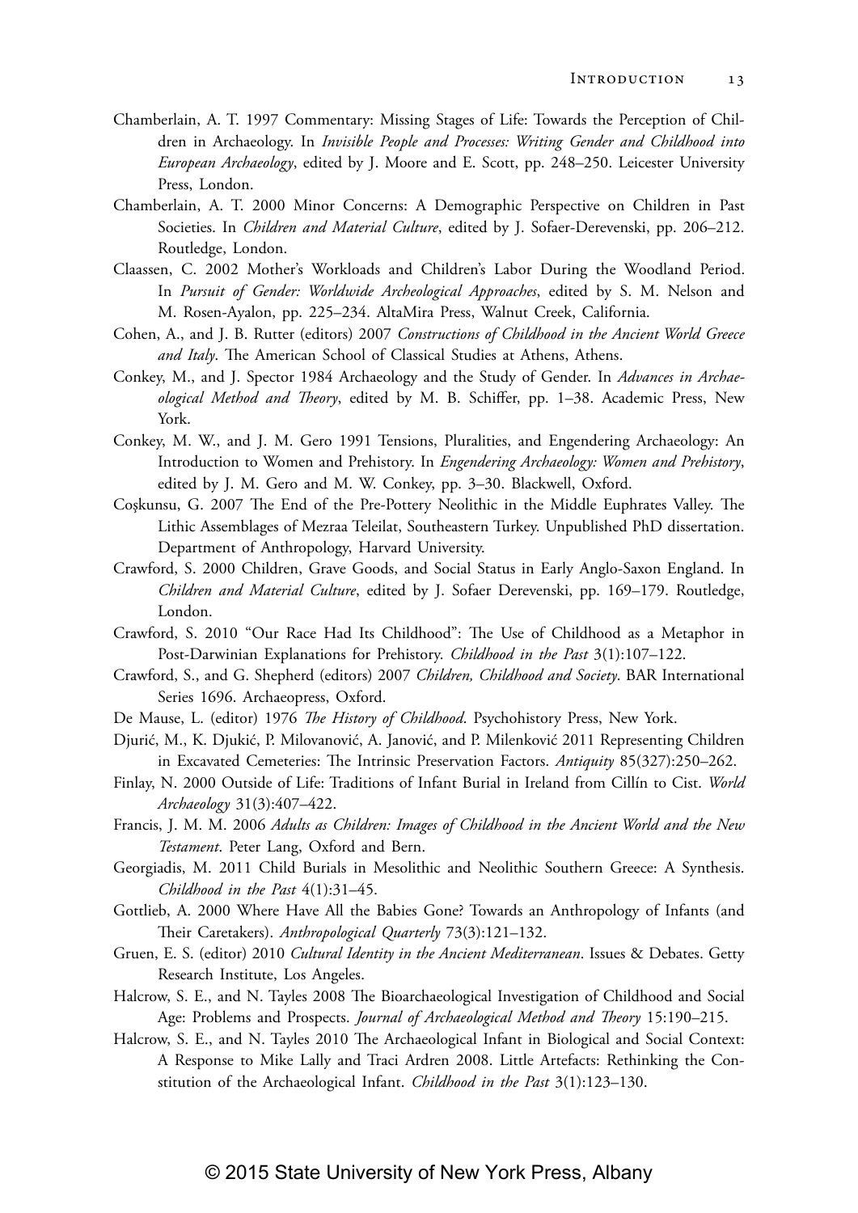Chamberlain, A. T. 1997 Commentary: Missing Stages of Life: Towards the Perception of Children in Archaeology. In *Invisible People and Processes: Writing Gender and Childhood into European Archaeology*, edited by J. Moore and E. Scott, pp. 248–250. Leicester University Press, London.

Chamberlain, A. T. 2000 Minor Concerns: A Demographic Perspective on Children in Past Societies. In *Children and Material Culture*, edited by J. Sofaer-Derevenski, pp. 206–212. Routledge, London.

Claassen, C. 2002 Mother's Workloads and Children's Labor During the Woodland Period. In *Pursuit of Gender: Worldwide Archeological Approaches*, edited by S. M. Nelson and M. Rosen-Ayalon, pp. 225–234. AltaMira Press, Walnut Creek, California.

Cohen, A., and J. B. Rutter (editors) 2007 *Constructions of Childhood in the Ancient World Greece and Italy*. The American School of Classical Studies at Athens, Athens.

Conkey, M., and J. Spector 1984 Archaeology and the Study of Gender. In *Advances in Archaeological Method and Theory*, edited by M. B. Schiffer, pp. 1–38. Academic Press, New York.

Conkey, M. W., and J. M. Gero 1991 Tensions, Pluralities, and Engendering Archaeology: An Introduction to Women and Prehistory. In *Engendering Archaeology: Women and Prehistory*, edited by J. M. Gero and M. W. Conkey, pp. 3–30. Blackwell, Oxford.

Coşkunsu, G. 2007 The End of the Pre-Pottery Neolithic in the Middle Euphrates Valley. The Lithic Assemblages of Mezraa Teleilat, Southeastern Turkey. Unpublished PhD dissertation. Department of Anthropology, Harvard University.

Crawford, S. 2000 Children, Grave Goods, and Social Status in Early Anglo-Saxon England. In *Children and Material Culture*, edited by J. Sofaer Derevenski, pp. 169–179. Routledge, London.

Crawford, S. 2010 "Our Race Had Its Childhood": The Use of Childhood as a Metaphor in Post-Darwinian Explanations for Prehistory. *Childhood in the Past* 3(1):107–122.

Crawford, S., and G. Shepherd (editors) 2007 *Children, Childhood and Society*. BAR International Series 1696. Archaeopress, Oxford.

De Mause, L. (editor) 1976 *The History of Childhood*. Psychohistory Press, New York.

Djurić, M., K. Djukić, P. Milovanović, A. Janović, and P. Milenković 2011 Representing Children in Excavated Cemeteries: The Intrinsic Preservation Factors. *Antiquity* 85(327):250–262.

Finlay, N. 2000 Outside of Life: Traditions of Infant Burial in Ireland from Cillín to Cist. *World Archaeology* 31(3):407–422.

Francis, J. M. M. 2006 *Adults as Children: Images of Childhood in the Ancient World and the New Testament*. Peter Lang, Oxford and Bern.

Georgiadis, M. 2011 Child Burials in Mesolithic and Neolithic Southern Greece: A Synthesis. *Childhood in the Past* 4(1):31–45.

Gottlieb, A. 2000 Where Have All the Babies Gone? Towards an Anthropology of Infants (and Their Caretakers). *Anthropological Quarterly* 73(3):121–132.

Gruen, E. S. (editor) 2010 *Cultural Identity in the Ancient Mediterranean*. Issues & Debates. Getty Research Institute, Los Angeles.

Halcrow, S. E., and N. Tayles 2008 The Bioarchaeological Investigation of Childhood and Social Age: Problems and Prospects. *Journal of Archaeological Method and Theory* 15:190–215.

Halcrow, S. E., and N. Tayles 2010 The Archaeological Infant in Biological and Social Context: A Response to Mike Lally and Traci Ardren 2008. Little Artefacts: Rethinking the Constitution of the Archaeological Infant. *Childhood in the Past* 3(1):123–130.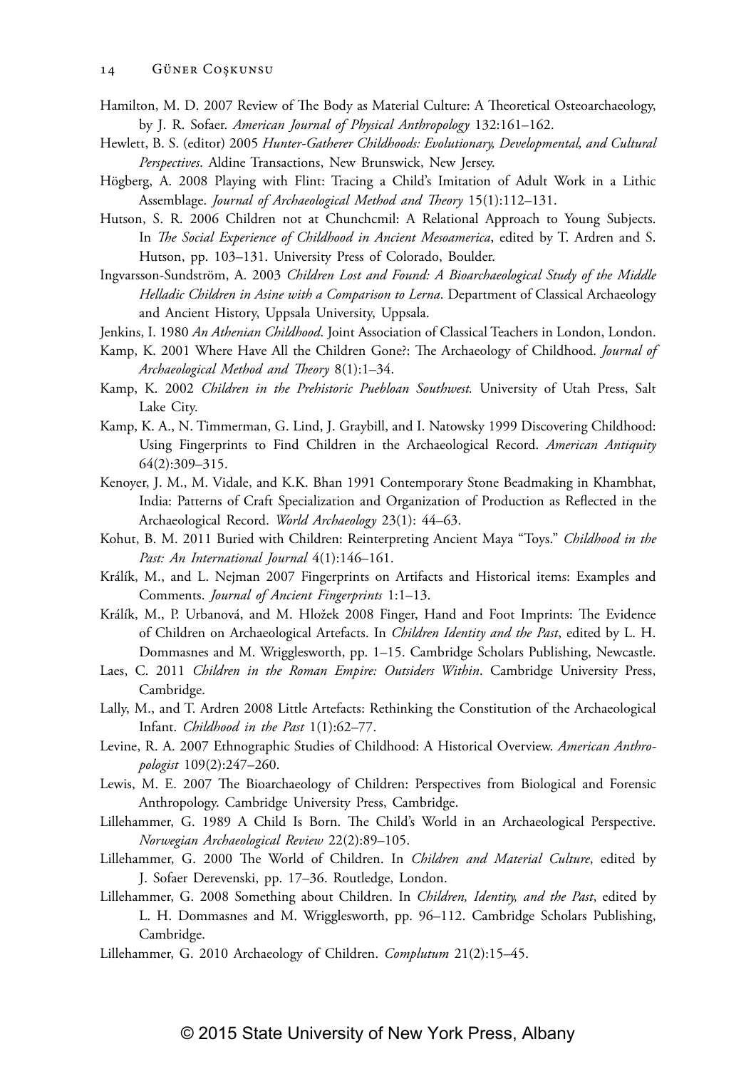Hamilton, M. D. 2007 Review of The Body as Material Culture: A Theoretical Osteoarchaeology, by J. R. Sofaer. *American Journal of Physical Anthropology* 132:161–162.

Hewlett, B. S. (editor) 2005 *Hunter-Gatherer Childhoods: Evolutionary, Developmental, and Cultural Perspectives*. Aldine Transactions, New Brunswick, New Jersey.

Högberg, A. 2008 Playing with Flint: Tracing a Child's Imitation of Adult Work in a Lithic Assemblage. *Journal of Archaeological Method and Theory* 15(1):112–131.

Hutson, S. R. 2006 Children not at Chunchcmil: A Relational Approach to Young Subjects. In *The Social Experience of Childhood in Ancient Mesoamerica*, edited by T. Ardren and S. Hutson, pp. 103–131. University Press of Colorado, Boulder.

Ingvarsson-Sundström, A. 2003 *Children Lost and Found: A Bioarchaeological Study of the Middle Helladic Children in Asine with a Comparison to Lerna*. Department of Classical Archaeology and Ancient History, Uppsala University, Uppsala.

Jenkins, I. 1980 *An Athenian Childhood*. Joint Association of Classical Teachers in London, London.

Kamp, K. 2001 Where Have All the Children Gone?: The Archaeology of Childhood. *Journal of Archaeological Method and Theory* 8(1):1–34.

Kamp, K. 2002 *Children in the Prehistoric Puebloan Southwest.* University of Utah Press, Salt Lake City.

Kamp, K. A., N. Timmerman, G. Lind, J. Graybill, and I. Natowsky 1999 Discovering Childhood: Using Fingerprints to Find Children in the Archaeological Record. *American Antiquity* 64(2):309–315.

Kenoyer, J. M., M. Vidale, and K.K. Bhan 1991 Contemporary Stone Beadmaking in Khambhat, India: Patterns of Craft Specialization and Organization of Production as Reflected in the Archaeological Record. *World Archaeology* 23(1): 44–63.

Kohut, B. M. 2011 Buried with Children: Reinterpreting Ancient Maya "Toys." *Childhood in the Past: An International Journal* 4(1):146–161.

Králík, M., and L. Nejman 2007 Fingerprints on Artifacts and Historical items: Examples and Comments. *Journal of Ancient Fingerprints* 1:1–13.

Králík, M., P. Urbanová, and M. Hložek 2008 Finger, Hand and Foot Imprints: The Evidence of Children on Archaeological Artefacts. In *Children Identity and the Past*, edited by L. H. Dommasnes and M. Wrigglesworth, pp. 1–15. Cambridge Scholars Publishing, Newcastle.

Laes, C. 2011 *Children in the Roman Empire: Outsiders Within*. Cambridge University Press, Cambridge.

Lally, M., and T. Ardren 2008 Little Artefacts: Rethinking the Constitution of the Archaeological Infant. *Childhood in the Past* 1(1):62–77.

Levine, R. A. 2007 Ethnographic Studies of Childhood: A Historical Overview. *American Anthropologist* 109(2):247–260.

Lewis, M. E. 2007 The Bioarchaeology of Children: Perspectives from Biological and Forensic Anthropology. Cambridge University Press, Cambridge.

Lillehammer, G. 1989 A Child Is Born. The Child's World in an Archaeological Perspective. *Norwegian Archaeological Review* 22(2):89–105.

Lillehammer, G. 2000 The World of Children. In *Children and Material Culture*, edited by J. Sofaer Derevenski, pp. 17–36. Routledge, London.

Lillehammer, G. 2008 Something about Children. In *Children, Identity, and the Past*, edited by L. H. Dommasnes and M. Wrigglesworth, pp. 96–112. Cambridge Scholars Publishing, Cambridge.

Lillehammer, G. 2010 Archaeology of Children. *Complutum* 21(2):15–45.

© 2015 State University of New York Press, Albany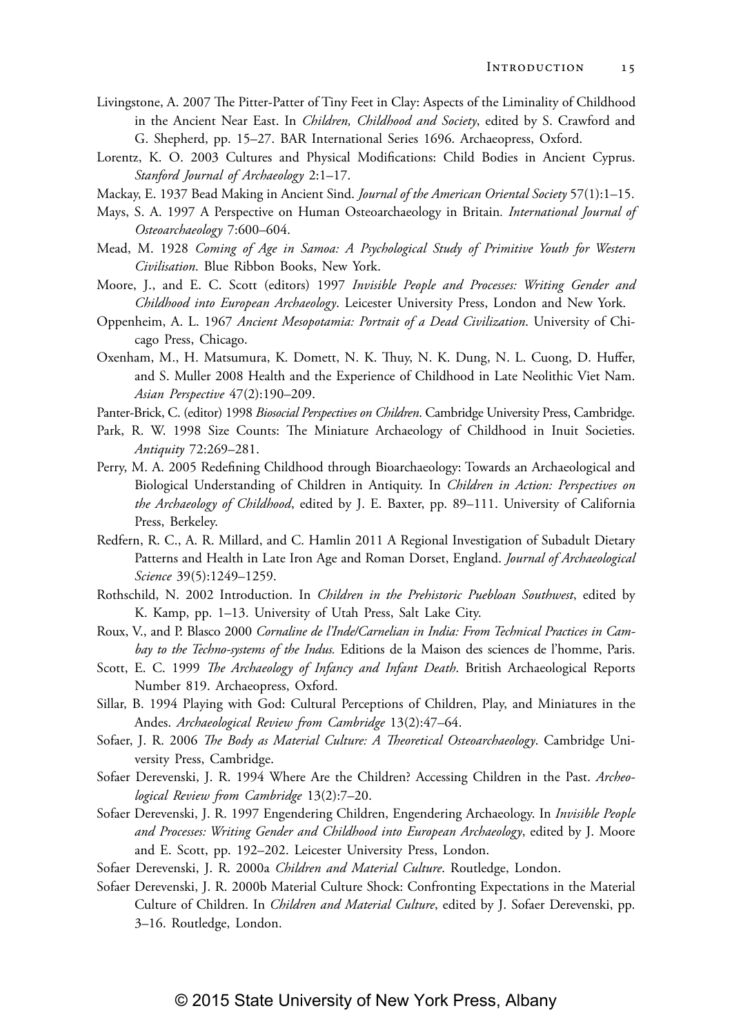Livingstone, A. 2007 The Pitter-Patter of Tiny Feet in Clay: Aspects of the Liminality of Childhood in the Ancient Near East. In *Children, Childhood and Society*, edited by S. Crawford and G. Shepherd, pp. 15–27. BAR International Series 1696. Archaeopress, Oxford.

Lorentz, K. O. 2003 Cultures and Physical Modifications: Child Bodies in Ancient Cyprus. *Stanford Journal of Archaeology* 2:1–17.

Mackay, E. 1937 Bead Making in Ancient Sind. *Journal of the American Oriental Society* 57(1):1–15.

Mays, S. A. 1997 A Perspective on Human Osteoarchaeology in Britain. *International Journal of Osteoarchaeology* 7:600–604.

Mead, M. 1928 *Coming of Age in Samoa: A Psychological Study of Primitive Youth for Western Civilisation*. Blue Ribbon Books, New York.

Moore, J., and E. C. Scott (editors) 1997 *Invisible People and Processes: Writing Gender and Childhood into European Archaeology*. Leicester University Press, London and New York.

Oppenheim, A. L. 1967 *Ancient Mesopotamia: Portrait of a Dead Civilization*. University of Chicago Press, Chicago.

Oxenham, M., H. Matsumura, K. Domett, N. K. Thuy, N. K. Dung, N. L. Cuong, D. Huffer, and S. Muller 2008 Health and the Experience of Childhood in Late Neolithic Viet Nam. *Asian Perspective* 47(2):190–209.

Panter-Brick, C. (editor) 1998 *Biosocial Perspectives on Children*. Cambridge University Press, Cambridge.

Park, R. W. 1998 Size Counts: The Miniature Archaeology of Childhood in Inuit Societies. *Antiquity* 72:269–281.

Perry, M. A. 2005 Redefining Childhood through Bioarchaeology: Towards an Archaeological and Biological Understanding of Children in Antiquity. In *Children in Action: Perspectives on the Archaeology of Childhood*, edited by J. E. Baxter, pp. 89–111. University of California Press, Berkeley.

Redfern, R. C., A. R. Millard, and C. Hamlin 2011 A Regional Investigation of Subadult Dietary Patterns and Health in Late Iron Age and Roman Dorset, England. *Journal of Archaeological Science* 39(5):1249–1259.

Rothschild, N. 2002 Introduction. In *Children in the Prehistoric Puebloan Southwest*, edited by K. Kamp, pp. 1–13. University of Utah Press, Salt Lake City.

Roux, V., and P. Blasco 2000 *Cornaline de l'Inde/Carnelian in India: From Technical Practices in Cambay to the Techno-systems of the Indus.* Editions de la Maison des sciences de l'homme, Paris.

Scott, E. C. 1999 *The Archaeology of Infancy and Infant Death*. British Archaeological Reports Number 819. Archaeopress, Oxford.

Sillar, B. 1994 Playing with God: Cultural Perceptions of Children, Play, and Miniatures in the Andes. *Archaeological Review from Cambridge* 13(2):47–64.

Sofaer, J. R. 2006 *The Body as Material Culture: A Theoretical Osteoarchaeology*. Cambridge University Press, Cambridge.

Sofaer Derevenski, J. R. 1994 Where Are the Children? Accessing Children in the Past. *Archeological Review from Cambridge* 13(2):7–20.

Sofaer Derevenski, J. R. 1997 Engendering Children, Engendering Archaeology. In *Invisible People and Processes: Writing Gender and Childhood into European Archaeology*, edited by J. Moore and E. Scott, pp. 192–202. Leicester University Press, London.

Sofaer Derevenski, J. R. 2000a *Children and Material Culture*. Routledge, London.

Sofaer Derevenski, J. R. 2000b Material Culture Shock: Confronting Expectations in the Material Culture of Children. In *Children and Material Culture*, edited by J. Sofaer Derevenski, pp. 3–16. Routledge, London.

© 2015 State University of New York Press, Albany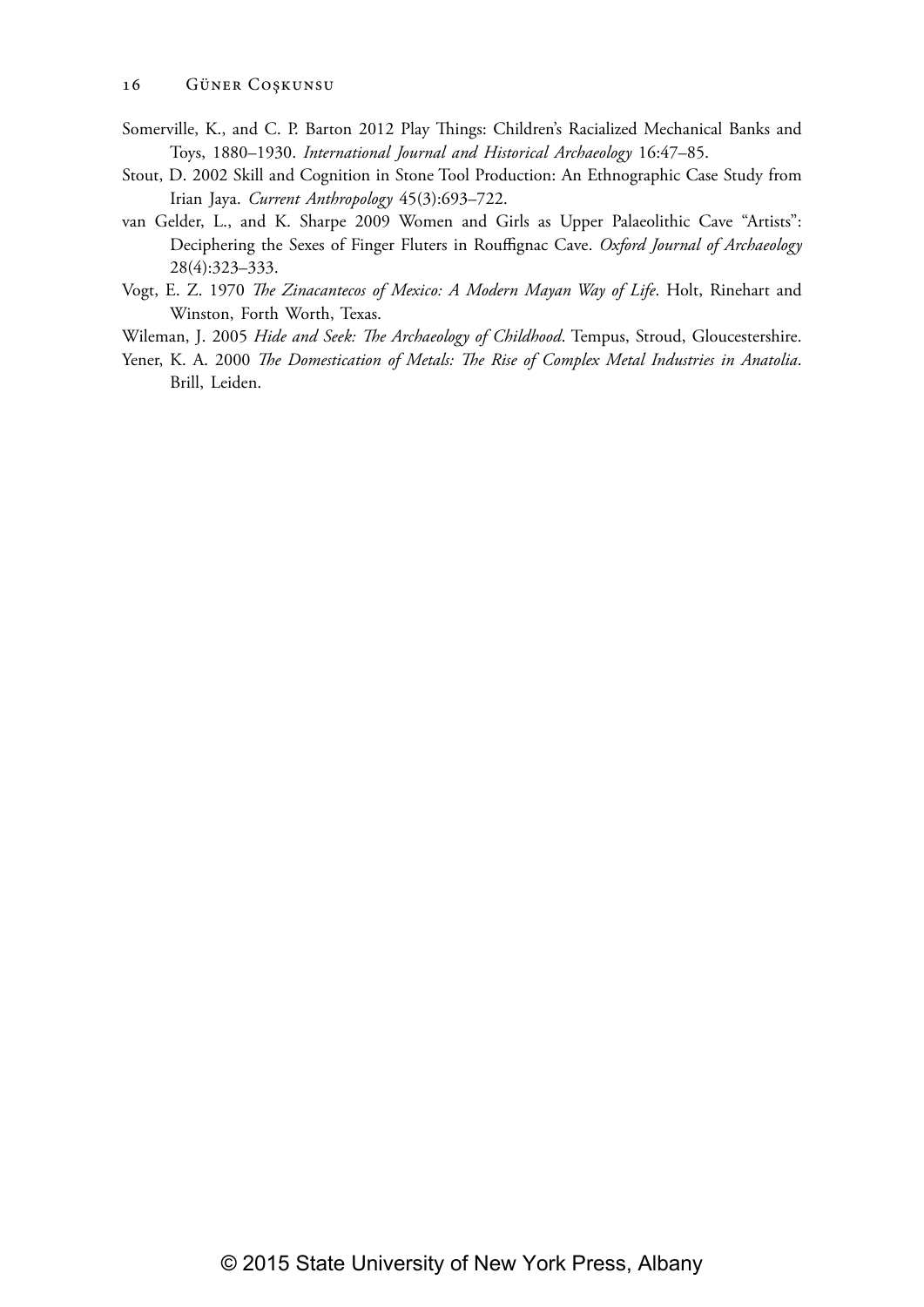Somerville, K., and C. P. Barton 2012 Play Things: Children's Racialized Mechanical Banks and Toys, 1880–1930. *International Journal and Historical Archaeology* 16:47–85.

Stout, D. 2002 Skill and Cognition in Stone Tool Production: An Ethnographic Case Study from Irian Jaya. *Current Anthropology* 45(3):693–722.

van Gelder, L., and K. Sharpe 2009 Women and Girls as Upper Palaeolithic Cave "Artists": Deciphering the Sexes of Finger Fluters in Rouffignac Cave. *Oxford Journal of Archaeology* 28(4):323–333.

Vogt, E. Z. 1970 *The Zinacantecos of Mexico: A Modern Mayan Way of Life*. Holt, Rinehart and Winston, Forth Worth, Texas.

Wileman, J. 2005 *Hide and Seek: The Archaeology of Childhood*. Tempus, Stroud, Gloucestershire.

Yener, K. A. 2000 *The Domestication of Metals: The Rise of Complex Metal Industries in Anatolia*. Brill, Leiden.

© 2015 State University of New York Press, Albany